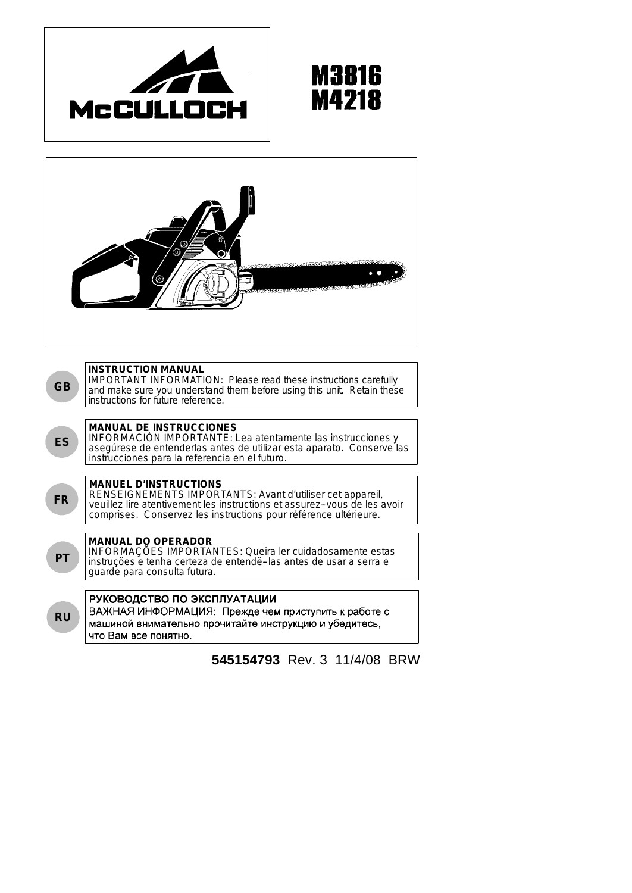McCULLOCH

# M3816
# M4218

**GB**

**INSTRUCTION MANUAL**
IMPORTANT INFORMATION: Please read these instructions carefully and make sure you understand them before using this unit. Retain these instructions for future reference.

**ES**

**MANUAL DE INSTRUCCIONES**
INFORMACIÓN IMPORTANTE: Lea atentamente las instrucciones y asegúrese de entenderlas antes de utilizar esta aparato. Conserve las instrucciones para la referencia en el futuro.

**FR**

**MANUEL D'INSTRUCTIONS**
RENSEIGNEMENTS IMPORTANTS: Avant d'utiliser cet appareil, veuillez lire atentivement les instructions et assurez–vous de les avoir comprises. Conservez les instructions pour référence ultérieure.

**PT**

**MANUAL DO OPERADOR**
INFORMAÇÕES IMPORTANTES: Queira ler cuidadosamente estas instruções e tenha certeza de entendë–las antes de usar a serra e guarde para consulta futura.

**RU**

**РУКОВОДСТВО ПО ЭКСПЛУАТАЦИИ**
ВАЖНАЯ ИНФОРМАЦИЯ: Прежде чем приступить к работе с машиной внимательно прочитайте инструкцию и убедитесь, что Вам все понятно.

**545154793** Rev. 3 11/4/08 BRW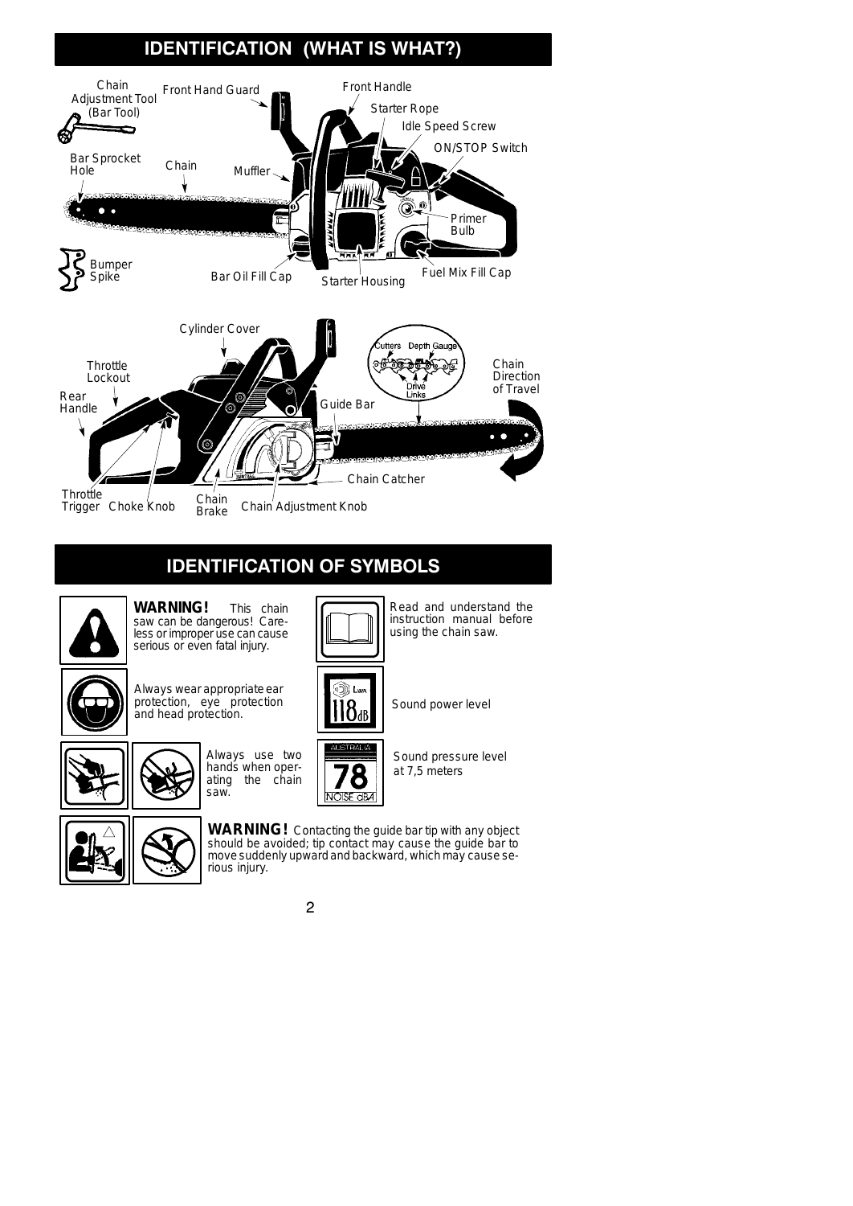## IDENTIFICATION (WHAT IS WHAT?)

Chain Adjustment Tool (Bar Tool)

Front Hand Guard

Front Handle

Starter Rope

Idle Speed Screw

ON/STOP Switch

Bar Sprocket Hole

Chain

Muffler

Primer Bulb

Bumper Spike

Bar Oil Fill Cap

Starter Housing

Fuel Mix Fill Cap

Cylinder Cover

Throttle Lockout

Rear Handle

Cutters

Depth Gauge

Drive Links

Chain Direction of Travel

Guide Bar

Chain Catcher

Throttle Trigger

Choke Knob

Chain Brake

Chain Adjustment Knob

## IDENTIFICATION OF SYMBOLS

**WARNING!** This chain saw can be dangerous! Careless or improper use can cause serious or even fatal injury.

Read and understand the instruction manual before using the chain saw.

Always wear appropriate ear protection, eye protection and head protection.

Sound power level

Always use two hands when operating the chain saw.

Sound pressure level at 7,5 meters

**WARNING!** Contacting the guide bar tip with any object should be avoided; tip contact may cause the guide bar to move suddenly upward and backward, which may cause serious injury.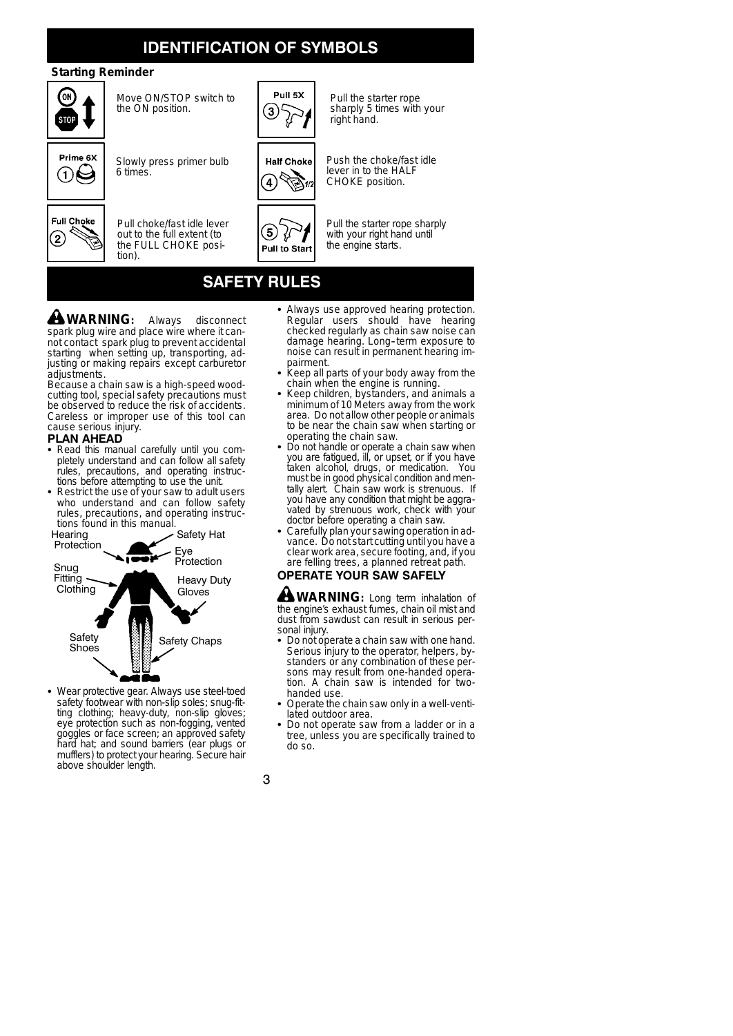# IDENTIFICATION OF SYMBOLS

### Starting Reminder

ON / STOP — Move ON/STOP switch to the ON position.

Prime 6X ① — Slowly press primer bulb 6 times.

Full Choke ② — Pull choke/fast idle lever out to the full extent (to the FULL CHOKE position).

Pull 5X ③ — Pull the starter rope sharply 5 times with your right hand.

Half Choke ④ — Push the choke/fast idle lever in to the HALF CHOKE position.

⑤ Pull to Start — Pull the starter rope sharply with your right hand until the engine starts.

# SAFETY RULES

**WARNING:** Always disconnect spark plug wire and place wire where it cannot contact spark plug to prevent accidental starting when setting up, transporting, adjusting or making repairs except carburetor adjustments.

Because a chain saw is a high-speed wood-cutting tool, special safety precautions must be observed to reduce the risk of accidents. Careless or improper use of this tool can cause serious injury.

## PLAN AHEAD

- Read this manual carefully until you completely understand and can follow all safety rules, precautions, and operating instructions before attempting to use the unit.
- Restrict the use of your saw to adult users who understand and can follow safety rules, precautions, and operating instructions found in this manual.

Hearing Protection · Safety Hat · Eye Protection · Snug Fitting Clothing · Heavy Duty Gloves · Safety Shoes · Safety Chaps

- Wear protective gear. Always use steel-toed safety footwear with non-slip soles; snug-fitting clothing; heavy-duty, non-slip gloves; eye protection such as non-fogging, vented goggles or face screen; an approved safety hard hat; and sound barriers (ear plugs or mufflers) to protect your hearing. Secure hair above shoulder length.
- Always use approved hearing protection. Regular users should have hearing checked regularly as chain saw noise can damage hearing. Long–term exposure to noise can result in permanent hearing impairment.
- Keep all parts of your body away from the chain when the engine is running.
- Keep children, bystanders, and animals a minimum of 10 Meters away from the work area. Do not allow other people or animals to be near the chain saw when starting or operating the chain saw.
- Do not handle or operate a chain saw when you are fatigued, ill, or upset, or if you have taken alcohol, drugs, or medication. You must be in good physical condition and mentally alert. Chain saw work is strenuous. If you have any condition that might be aggravated by strenuous work, check with your doctor before operating a chain saw.
- Carefully plan your sawing operation in advance. Do not start cutting until you have a clear work area, secure footing, and, if you are felling trees, a planned retreat path.

## OPERATE YOUR SAW SAFELY

**WARNING:** Long term inhalation of the engine's exhaust fumes, chain oil mist and dust from sawdust can result in serious personal injury.

- Do not operate a chain saw with one hand. Serious injury to the operator, helpers, bystanders or any combination of these persons may result from one-handed operation. A chain saw is intended for two-handed use.
- Operate the chain saw only in a well-ventilated outdoor area.
- Do not operate saw from a ladder or in a tree, unless you are specifically trained to do so.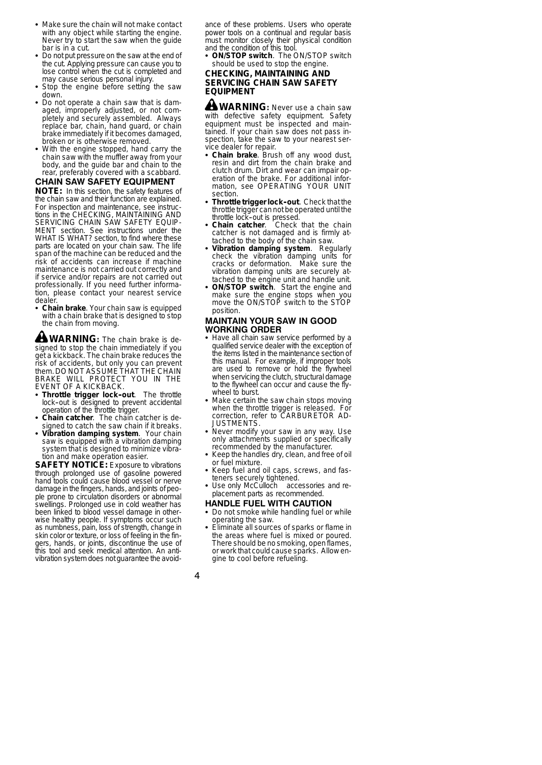- Make sure the chain will not make contact with any object while starting the engine. Never try to start the saw when the guide bar is in a cut.
- Do not put pressure on the saw at the end of the cut. Applying pressure can cause you to lose control when the cut is completed and may cause serious personal injury.
- Stop the engine before setting the saw down.
- Do not operate a chain saw that is damaged, improperly adjusted, or not completely and securely assembled. Always replace bar, chain, hand guard, or chain brake immediately if it becomes damaged, broken or is otherwise removed.
- With the engine stopped, hand carry the chain saw with the muffler away from your body, and the guide bar and chain to the rear, preferably covered with a scabbard.

## CHAIN SAW SAFETY EQUIPMENT

**NOTE:** In this section, the safety features of the chain saw and their function are explained. For inspection and maintenance, see instructions in the CHECKING, MAINTAINING AND SERVICING CHAIN SAW SAFETY EQUIPMENT section. See instructions under the WHAT IS WHAT? section, to find where these parts are located on your chain saw. The life span of the machine can be reduced and the risk of accidents can increase if machine maintenance is not carried out correctly and if service and/or repairs are not carried out professionally. If you need further information, please contact your nearest service dealer.

- **Chain brake**. Your chain saw is equipped with a chain brake that is designed to stop the chain from moving.

**WARNING:** The chain brake is designed to stop the chain immediately if you get a kickback. The chain brake reduces the risk of accidents, but only you can prevent them. DO NOT ASSUME THAT THE CHAIN BRAKE WILL PROTECT YOU IN THE EVENT OF A KICKBACK.

- **Throttle trigger lock–out**. The throttle lock–out is designed to prevent accidental operation of the throttle trigger.
- **Chain catcher**. The chain catcher is designed to catch the saw chain if it breaks.
- **Vibration damping system**. Your chain saw is equipped with a vibration damping system that is designed to minimize vibration and make operation easier.

**SAFETY NOTICE:** Exposure to vibrations through prolonged use of gasoline powered hand tools could cause blood vessel or nerve damage in the fingers, hands, and joints of people prone to circulation disorders or abnormal swellings. Prolonged use in cold weather has been linked to blood vessel damage in otherwise healthy people. If symptoms occur such as numbness, pain, loss of strength, change in skin color or texture, or loss of feeling in the fingers, hands, or joints, discontinue the use of this tool and seek medical attention. An anti-vibration system does not guarantee the avoidance of these problems. Users who operate power tools on a continual and regular basis must monitor closely their physical condition and the condition of this tool.

- **ON/STOP switch**. The ON/STOP switch should be used to stop the engine.

## CHECKING, MAINTAINING AND SERVICING CHAIN SAW SAFETY EQUIPMENT

**WARNING:** Never use a chain saw with defective safety equipment. Safety equipment must be inspected and maintained. If your chain saw does not pass inspection, take the saw to your nearest service dealer for repair.

- **Chain brake**. Brush off any wood dust, resin and dirt from the chain brake and clutch drum. Dirt and wear can impair operation of the brake. For additional information, see OPERATING YOUR UNIT section.
- **Throttle trigger lock–out**. Check that the throttle trigger can not be operated until the throttle lock–out is pressed.
- **Chain catcher**. Check that the chain catcher is not damaged and is firmly attached to the body of the chain saw.
- **Vibration damping system**. Regularly check the vibration damping units for cracks or deformation. Make sure the vibration damping units are securely attached to the engine unit and handle unit.
- **ON/STOP switch**. Start the engine and make sure the engine stops when you move the ON/STOP switch to the STOP position.

## MAINTAIN YOUR SAW IN GOOD WORKING ORDER

- Have all chain saw service performed by a qualified service dealer with the exception of the items listed in the maintenance section of this manual. For example, if improper tools are used to remove or hold the flywheel when servicing the clutch, structural damage to the flywheel can occur and cause the flywheel to burst.
- Make certain the saw chain stops moving when the throttle trigger is released. For correction, refer to CARBURETOR ADJUSTMENTS.
- Never modify your saw in any way. Use only attachments supplied or specifically recommended by the manufacturer.
- Keep the handles dry, clean, and free of oil or fuel mixture.
- Keep fuel and oil caps, screws, and fasteners securely tightened.
- Use only McCulloch accessories and replacement parts as recommended.

## HANDLE FUEL WITH CAUTION

- Do not smoke while handling fuel or while operating the saw.
- Eliminate all sources of sparks or flame in the areas where fuel is mixed or poured. There should be no smoking, open flames, or work that could cause sparks. Allow engine to cool before refueling.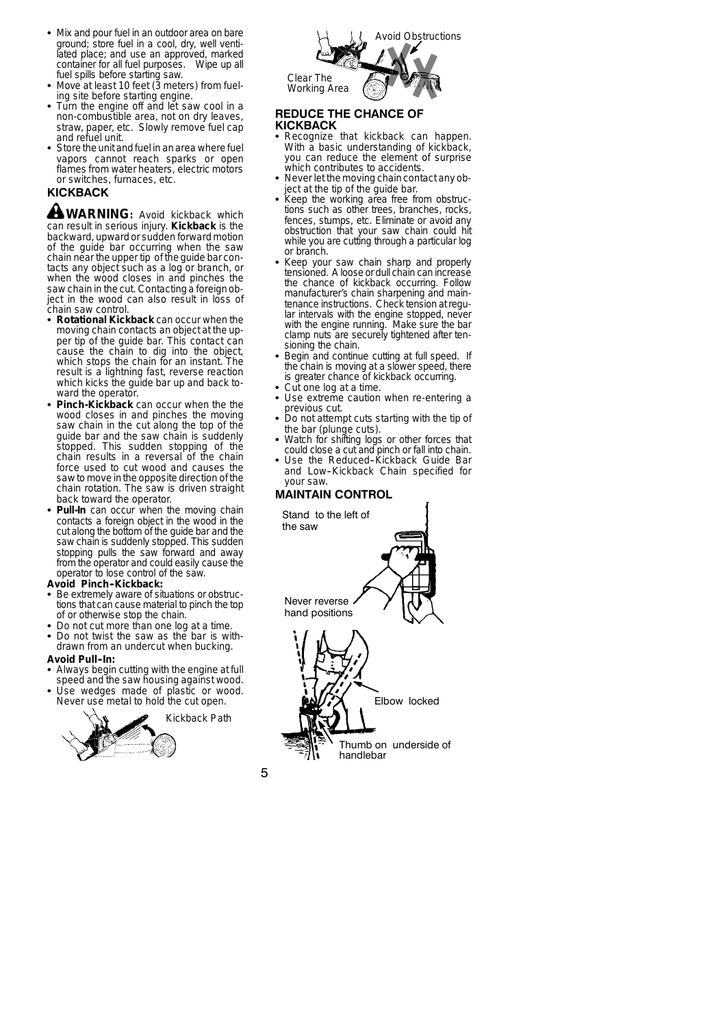- Mix and pour fuel in an outdoor area on bare ground; store fuel in a cool, dry, well ventilated place; and use an approved, marked container for all fuel purposes. Wipe up all fuel spills before starting saw.
- Move at least 10 feet (3 meters) from fueling site before starting engine.
- Turn the engine off and let saw cool in a non-combustible area, not on dry leaves, straw, paper, etc. Slowly remove fuel cap and refuel unit.
- Store the unit and fuel in an area where fuel vapors cannot reach sparks or open flames from water heaters, electric motors or switches, furnaces, etc.

## KICKBACK

**WARNING:** Avoid kickback which can result in serious injury. **Kickback** is the backward, upward or sudden forward motion of the guide bar occurring when the saw chain near the upper tip of the guide bar contacts any object such as a log or branch, or when the wood closes in and pinches the saw chain in the cut. Contacting a foreign object in the wood can also result in loss of chain saw control.

- **Rotational Kickback** can occur when the moving chain contacts an object at the upper tip of the guide bar. This contact can cause the chain to dig into the object, which stops the chain for an instant. The result is a lightning fast, reverse reaction which kicks the guide bar up and back toward the operator.
- **Pinch-Kickback** can occur when the the wood closes in and pinches the moving saw chain in the cut along the top of the guide bar and the saw chain is suddenly stopped. This sudden stopping of the chain results in a reversal of the chain force used to cut wood and causes the saw to move in the opposite direction of the chain rotation. The saw is driven straight back toward the operator.
- **Pull-In** can occur when the moving chain contacts a foreign object in the wood in the cut along the bottom of the guide bar and the saw chain is suddenly stopped. This sudden stopping pulls the saw forward and away from the operator and could easily cause the operator to lose control of the saw.

**Avoid Pinch–Kickback:**

- Be extremely aware of situations or obstructions that can cause material to pinch the top of or otherwise stop the chain.
- Do not cut more than one log at a time.
- Do not twist the saw as the bar is withdrawn from an undercut when bucking.

**Avoid Pull–In:**

- Always begin cutting with the engine at full speed and the saw housing against wood.
- Use wedges made of plastic or wood. Never use metal to hold the cut open.

Kickback Path

Avoid Obstructions

Clear The Working Area

## REDUCE THE CHANCE OF KICKBACK

- Recognize that kickback can happen. With a basic understanding of kickback, you can reduce the element of surprise which contributes to accidents.
- Never let the moving chain contact any object at the tip of the guide bar.
- Keep the working area free from obstructions such as other trees, branches, rocks, fences, stumps, etc. Eliminate or avoid any obstruction that your saw chain could hit while you are cutting through a particular log or branch.
- Keep your saw chain sharp and properly tensioned. A loose or dull chain can increase the chance of kickback occurring. Follow manufacturer's chain sharpening and maintenance instructions. Check tension at regular intervals with the engine stopped, never with the engine running. Make sure the bar clamp nuts are securely tightened after tensioning the chain.
- Begin and continue cutting at full speed. If the chain is moving at a slower speed, there is greater chance of kickback occurring.
- Cut one log at a time.
- Use extreme caution when re-entering a previous cut.
- Do not attempt cuts starting with the tip of the bar (plunge cuts).
- Watch for shifting logs or other forces that could close a cut and pinch or fall into chain.
- Use the Reduced–Kickback Guide Bar and Low–Kickback Chain specified for your saw.

## MAINTAIN CONTROL

Stand to the left of the saw

Never reverse hand positions

Elbow locked

Thumb on underside of handlebar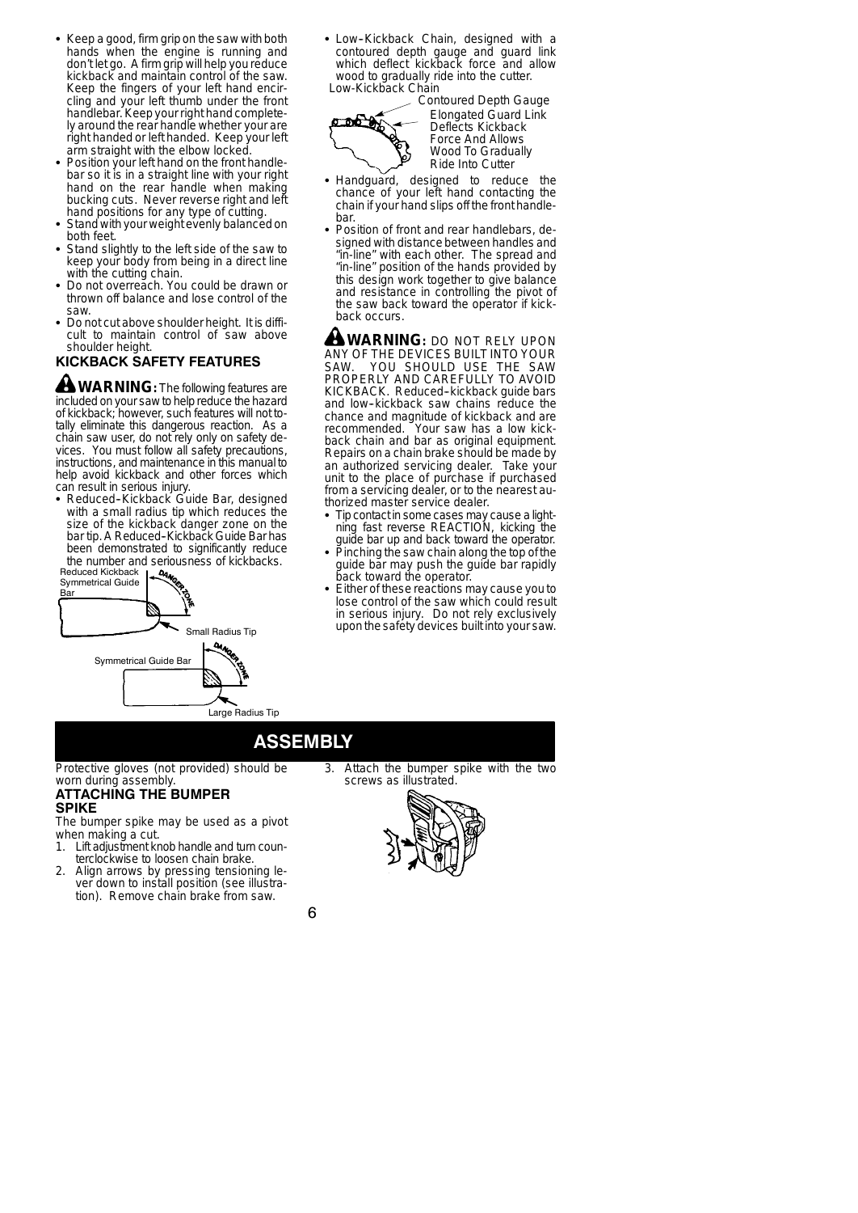- Keep a good, firm grip on the saw with both hands when the engine is running and don't let go. A firm grip will help you reduce kickback and maintain control of the saw. Keep the fingers of your left hand encircling and your left thumb under the front handlebar. Keep your right hand completely around the rear handle whether your are right handed or left handed. Keep your left arm straight with the elbow locked.
- Position your left hand on the front handlebar so it is in a straight line with your right hand on the rear handle when making bucking cuts. Never reverse right and left hand positions for any type of cutting.
- Stand with your weight evenly balanced on both feet.
- Stand slightly to the left side of the saw to keep your body from being in a direct line with the cutting chain.
- Do not overreach. You could be drawn or thrown off balance and lose control of the saw.
- Do not cut above shoulder height. It is difficult to maintain control of saw above shoulder height.

### KICKBACK SAFETY FEATURES

**WARNING:** The following features are included on your saw to help reduce the hazard of kickback; however, such features will not totally eliminate this dangerous reaction. As a chain saw user, do not rely only on safety devices. You must follow all safety precautions, instructions, and maintenance in this manual to help avoid kickback and other forces which can result in serious injury.

- Reduced–Kickback Guide Bar, designed with a small radius tip which reduces the size of the kickback danger zone on the bar tip. A Reduced–Kickback Guide Bar has been demonstrated to significantly reduce the number and seriousness of kickbacks.

Reduced Kickback Symmetrical Guide Bar — DANGER ZONE — Small Radius Tip

Symmetrical Guide Bar — DANGER ZONE — Large Radius Tip

- Low–Kickback Chain, designed with a contoured depth gauge and guard link which deflect kickback force and allow wood to gradually ride into the cutter.

Low–Kickback Chain — Contoured Depth Gauge — Elongated Guard Link Deflects Kickback Force And Allows Wood To Gradually Ride Into Cutter

- Handguard, designed to reduce the chance of your left hand contacting the chain if your hand slips off the front handlebar.
- Position of front and rear handlebars, designed with distance between handles and "in-line" with each other. The spread and "in-line" position of the hands provided by this design work together to give balance and resistance in controlling the pivot of the saw back toward the operator if kickback occurs.

**WARNING:** DO NOT RELY UPON ANY OF THE DEVICES BUILT INTO YOUR SAW. YOU SHOULD USE THE SAW PROPERLY AND CAREFULLY TO AVOID KICKBACK. Reduced–kickback guide bars and low–kickback saw chains reduce the chance and magnitude of kickback and are recommended. Your saw has a low kickback chain and bar as original equipment. Repairs on a chain brake should be made by an authorized servicing dealer. Take your unit to the place of purchase if purchased from a servicing dealer, or to the nearest authorized master service dealer.

- Tip contact in some cases may cause a lightning fast reverse REACTION, kicking the guide bar up and back toward the operator.
- Pinching the saw chain along the top of the guide bar may push the guide bar rapidly back toward the operator.
- Either of these reactions may cause you to lose control of the saw which could result in serious injury. Do not rely exclusively upon the safety devices built into your saw.

## ASSEMBLY

Protective gloves (not provided) should be worn during assembly.

### ATTACHING THE BUMPER SPIKE

The bumper spike may be used as a pivot when making a cut.

1. Lift adjustment knob handle and turn counterclockwise to loosen chain brake.
2. Align arrows by pressing tensioning lever down to install position (see illustration). Remove chain brake from saw.
3. Attach the bumper spike with the two screws as illustrated.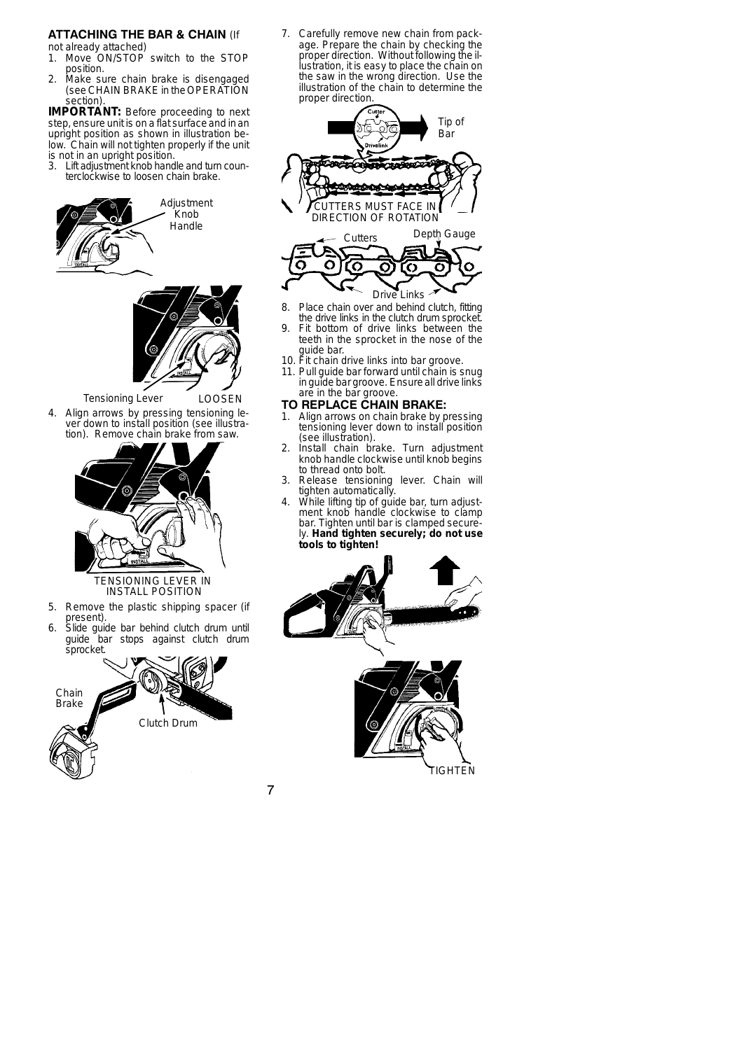## ATTACHING THE BAR & CHAIN (If not already attached)

1. Move ON/STOP switch to the STOP position.
2. Make sure chain brake is disengaged (see CHAIN BRAKE in the OPERATION section).

**IMPORTANT:** Before proceeding to next step, ensure unit is on a flat surface and in an upright position as shown in illustration below. Chain will not tighten properly if the unit is not in an upright position.

3. Lift adjustment knob handle and turn counterclockwise to loosen chain brake.

Adjustment Knob Handle

Tensioning Lever LOOSEN

4. Align arrows by pressing tensioning lever down to install position (see illustration). Remove chain brake from saw.

TENSIONING LEVER IN INSTALL POSITION

5. Remove the plastic shipping spacer (if present).
6. Slide guide bar behind clutch drum until guide bar stops against clutch drum sprocket.

Chain Brake

Clutch Drum

7. Carefully remove new chain from package. Prepare the chain by checking the proper direction. Without following the illustration, it is easy to place the chain on the saw in the wrong direction. Use the illustration of the chain to determine the proper direction.

Cutter Drivelink Tip of Bar

CUTTERS MUST FACE IN DIRECTION OF ROTATION

Cutters Depth Gauge Drive Links

8. Place chain over and behind clutch, fitting the drive links in the clutch drum sprocket.
9. Fit bottom of drive links between the teeth in the sprocket in the nose of the guide bar.
10. Fit chain drive links into bar groove.
11. Pull guide bar forward until chain is snug in guide bar groove. Ensure all drive links are in the bar groove.

## TO REPLACE CHAIN BRAKE:

1. Align arrows on chain brake by pressing tensioning lever down to install position (see illustration).
2. Install chain brake. Turn adjustment knob handle clockwise until knob begins to thread onto bolt.
3. Release tensioning lever. Chain will tighten automatically.
4. While lifting tip of guide bar, turn adjustment knob handle clockwise to clamp bar. Tighten until bar is clamped securely. **Hand tighten securely; do not use tools to tighten!**

TIGHTEN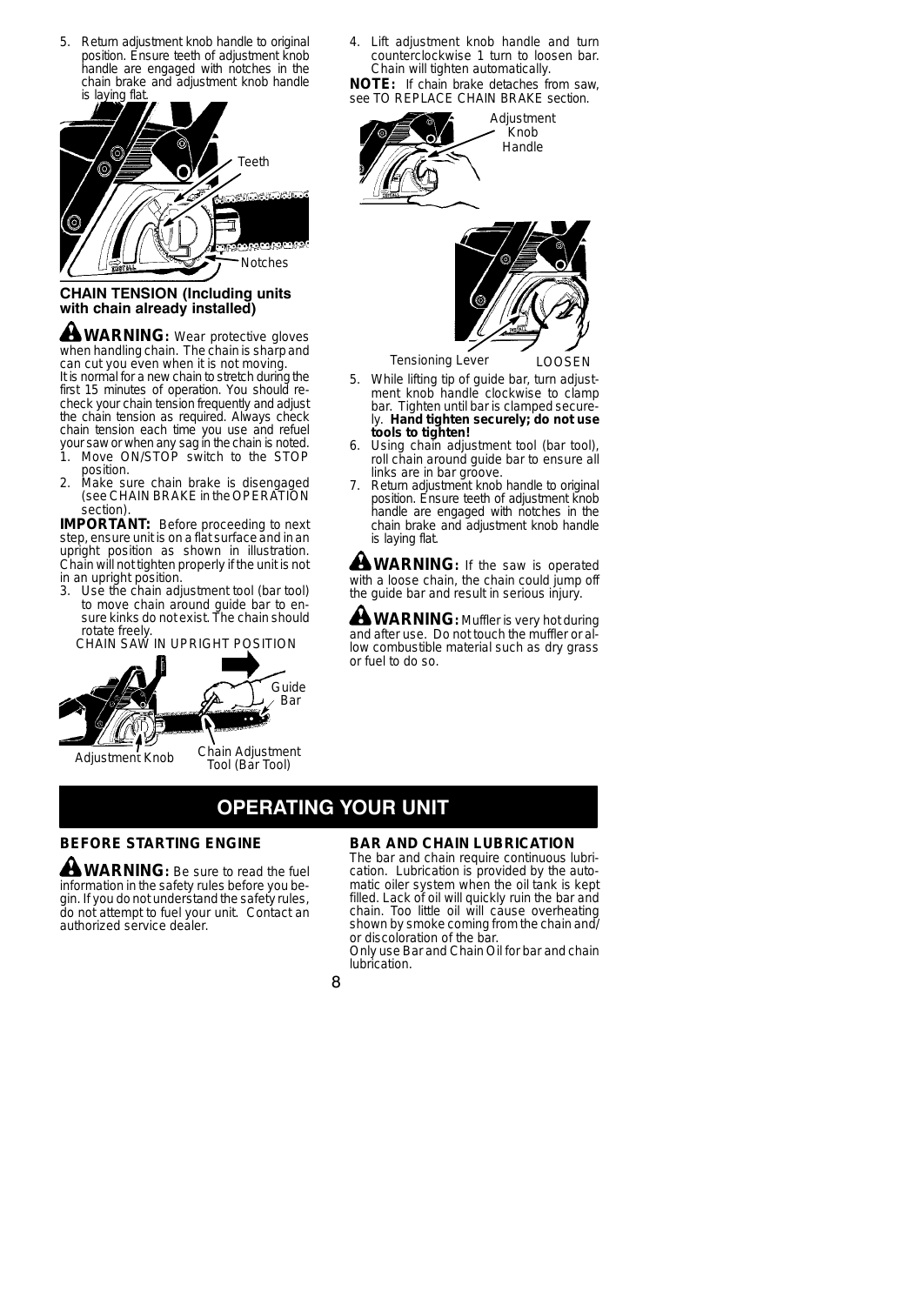5. Return adjustment knob handle to original position. Ensure teeth of adjustment knob handle are engaged with notches in the chain brake and adjustment knob handle is laying flat.

Teeth

Notches

### CHAIN TENSION (Including units with chain already installed)

**WARNING:** Wear protective gloves when handling chain. The chain is sharp and can cut you even when it is not moving.

It is normal for a new chain to stretch during the first 15 minutes of operation. You should recheck your chain tension frequently and adjust the chain tension as required. Always check chain tension each time you use and refuel your saw or when any sag in the chain is noted.

1. Move ON/STOP switch to the STOP position.
2. Make sure chain brake is disengaged (see CHAIN BRAKE in the OPERATION section).

**IMPORTANT:** Before proceeding to next step, ensure unit is on a flat surface and in an upright position as shown in illustration. Chain will not tighten properly if the unit is not in an upright position.

3. Use the chain adjustment tool (bar tool) to move chain around guide bar to ensure kinks do not exist. The chain should rotate freely.

CHAIN SAW IN UPRIGHT POSITION

Guide Bar

Adjustment Knob

Chain Adjustment Tool (Bar Tool)

4. Lift adjustment knob handle and turn counterclockwise 1 turn to loosen bar. Chain will tighten automatically.

**NOTE:** If chain brake detaches from saw, see TO REPLACE CHAIN BRAKE section.

Adjustment Knob Handle

Tensioning Lever

LOOSEN

5. While lifting tip of guide bar, turn adjustment knob handle clockwise to clamp bar. Tighten until bar is clamped securely. **Hand tighten securely; do not use tools to tighten!**
6. Using chain adjustment tool (bar tool), roll chain around guide bar to ensure all links are in bar groove.
7. Return adjustment knob handle to original position. Ensure teeth of adjustment knob handle are engaged with notches in the chain brake and adjustment knob handle is laying flat.

**WARNING:** If the saw is operated with a loose chain, the chain could jump off the guide bar and result in serious injury.

**WARNING:** Muffler is very hot during and after use. Do not touch the muffler or allow combustible material such as dry grass or fuel to do so.

## OPERATING YOUR UNIT

### BEFORE STARTING ENGINE

**WARNING:** Be sure to read the fuel information in the safety rules before you begin. If you do not understand the safety rules, do not attempt to fuel your unit. Contact an authorized service dealer.

### BAR AND CHAIN LUBRICATION

The bar and chain require continuous lubrication. Lubrication is provided by the automatic oiler system when the oil tank is kept filled. Lack of oil will quickly ruin the bar and chain. Too little oil will cause overheating shown by smoke coming from the chain and/or discoloration of the bar.

Only use Bar and Chain Oil for bar and chain lubrication.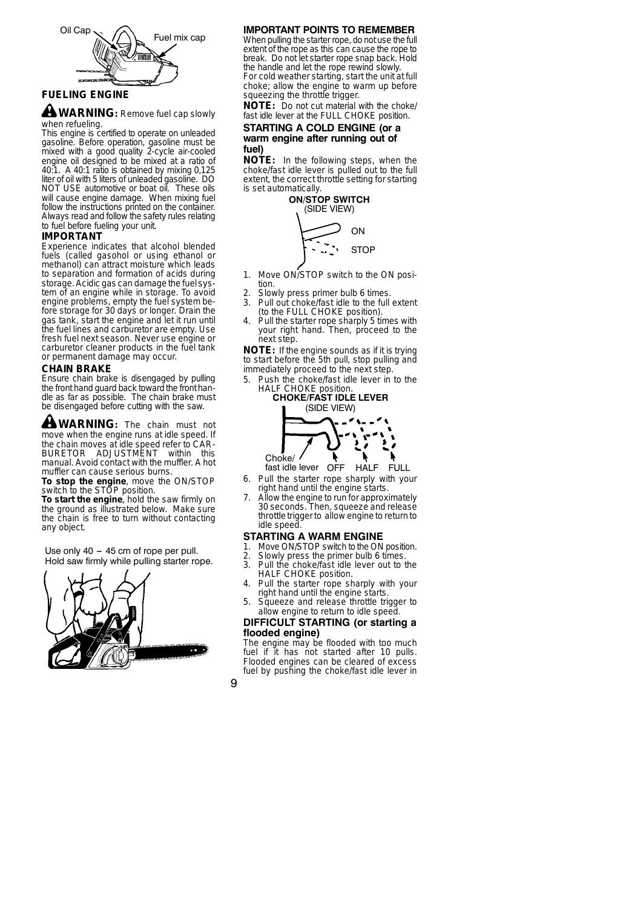Oil Cap

Fuel mix cap

## FUELING ENGINE

**WARNING:** Remove fuel cap slowly when refueling.

This engine is certified to operate on unleaded gasoline. Before operation, gasoline must be mixed with a good quality 2-cycle air-cooled engine oil designed to be mixed at a ratio of 40:1. A 40:1 ratio is obtained by mixing 0,125 liter of oil with 5 liters of unleaded gasoline. DO NOT USE automotive or boat oil. These oils will cause engine damage. When mixing fuel follow the instructions printed on the container. Always read and follow the safety rules relating to fuel before fueling your unit.

### IMPORTANT

Experience indicates that alcohol blended fuels (called gasohol or using ethanol or methanol) can attract moisture which leads to separation and formation of acids during storage. Acidic gas can damage the fuel system of an engine while in storage. To avoid engine problems, empty the fuel system before storage for 30 days or longer. Drain the gas tank, start the engine and let it run until the fuel lines and carburetor are empty. Use fresh fuel next season. Never use engine or carburetor cleaner products in the fuel tank or permanent damage may occur.

### CHAIN BRAKE

Ensure chain brake is disengaged by pulling the front hand guard back toward the front handle as far as possible. The chain brake must be disengaged before cutting with the saw.

**WARNING:** The chain must not move when the engine runs at idle speed. If the chain moves at idle speed refer to CARBURETOR ADJUSTMENT within this manual. Avoid contact with the muffler. A hot muffler can cause serious burns.

**To stop the engine**, move the ON/STOP switch to the STOP position.

**To start the engine**, hold the saw firmly on the ground as illustrated below. Make sure the chain is free to turn without contacting any object.

Use only 40 – 45 cm of rope per pull.
Hold saw firmly while pulling starter rope.

## IMPORTANT POINTS TO REMEMBER

When pulling the starter rope, do not use the full extent of the rope as this can cause the rope to break. Do not let starter rope snap back. Hold the handle and let the rope rewind slowly.

For cold weather starting, start the unit at full choke; allow the engine to warm up before squeezing the throttle trigger.

**NOTE:** Do not cut material with the choke/fast idle lever at the FULL CHOKE position.

## STARTING A COLD ENGINE (or a warm engine after running out of fuel)

**NOTE:** In the following steps, the when the choke/fast idle lever is pulled out to the full extent, the correct throttle setting for starting is set automatically.

**ON/STOP SWITCH**
(SIDE VIEW)

ON
STOP

1. Move ON/STOP switch to the ON position.
2. Slowly press primer bulb 6 times.
3. Pull out choke/fast idle to the full extent (to the FULL CHOKE position).
4. Pull the starter rope sharply 5 times with your right hand. Then, proceed to the next step.

**NOTE:** If the engine sounds as if it is trying to start before the 5th pull, stop pulling and immediately proceed to the next step.

5. Push the choke/fast idle lever in to the HALF CHOKE position.

**CHOKE/FAST IDLE LEVER**
(SIDE VIEW)

Choke/fast idle lever OFF HALF FULL

6. Pull the starter rope sharply with your right hand until the engine starts.
7. Allow the engine to run for approximately 30 seconds. Then, squeeze and release throttle trigger to allow engine to return to idle speed.

## STARTING A WARM ENGINE

1. Move ON/STOP switch to the ON position.
2. Slowly press the primer bulb 6 times.
3. Pull the choke/fast idle lever out to the HALF CHOKE position.
4. Pull the starter rope sharply with your right hand until the engine starts.
5. Squeeze and release throttle trigger to allow engine to return to idle speed.

## DIFFICULT STARTING (or starting a flooded engine)

The engine may be flooded with too much fuel if it has not started after 10 pulls. Flooded engines can be cleared of excess fuel by pushing the choke/fast idle lever in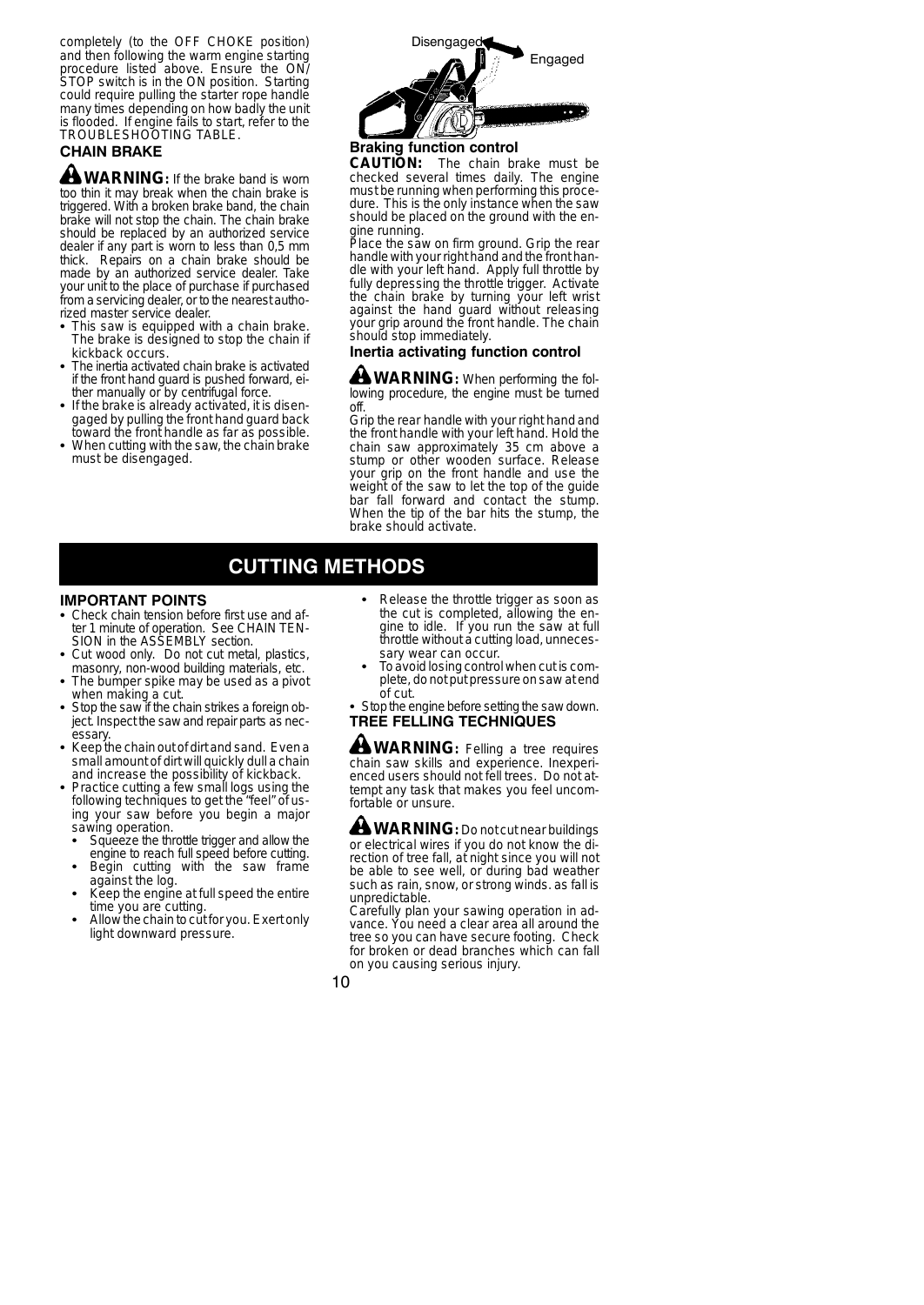completely (to the OFF CHOKE position) and then following the warm engine starting procedure listed above. Ensure the ON/STOP switch is in the ON position. Starting could require pulling the starter rope handle many times depending on how badly the unit is flooded. If engine fails to start, refer to the TROUBLESHOOTING TABLE.

### CHAIN BRAKE

**WARNING:** If the brake band is worn too thin it may break when the chain brake is triggered. With a broken brake band, the chain brake will not stop the chain. The chain brake should be replaced by an authorized service dealer if any part is worn to less than 0,5 mm thick. Repairs on a chain brake should be made by an authorized service dealer. Take your unit to the place of purchase if purchased from a servicing dealer, or to the nearest authorized master service dealer.

- This saw is equipped with a chain brake. The brake is designed to stop the chain if kickback occurs.
- The inertia activated chain brake is activated if the front hand guard is pushed forward, either manually or by centrifugal force.
- If the brake is already activated, it is disengaged by pulling the front hand guard back toward the front handle as far as possible.
- When cutting with the saw, the chain brake must be disengaged.

Disengaged

Engaged

### Braking function control

**CAUTION:** The chain brake must be checked several times daily. The engine must be running when performing this procedure. This is the only instance when the saw should be placed on the ground with the engine running.

Place the saw on firm ground. Grip the rear handle with your right hand and the front handle with your left hand. Apply full throttle by fully depressing the throttle trigger. Activate the chain brake by turning your left wrist against the hand guard without releasing your grip around the front handle. The chain should stop immediately.

### Inertia activating function control

**WARNING:** When performing the following procedure, the engine must be turned off.

Grip the rear handle with your right hand and the front handle with your left hand. Hold the chain saw approximately 35 cm above a stump or other wooden surface. Release your grip on the front handle and use the weight of the saw to let the top of the guide bar fall forward and contact the stump. When the tip of the bar hits the stump, the brake should activate.

## CUTTING METHODS

### IMPORTANT POINTS

- Check chain tension before first use and after 1 minute of operation. See CHAIN TENSION in the ASSEMBLY section.
- Cut wood only. Do not cut metal, plastics, masonry, non-wood building materials, etc.
- The bumper spike may be used as a pivot when making a cut.
- Stop the saw if the chain strikes a foreign object. Inspect the saw and repair parts as necessary.
- Keep the chain out of dirt and sand. Even a small amount of dirt will quickly dull a chain and increase the possibility of kickback.
- Practice cutting a few small logs using the following techniques to get the "feel" of using your saw before you begin a major sawing operation.
  - Squeeze the throttle trigger and allow the engine to reach full speed before cutting.
  - Begin cutting with the saw frame against the log.
  - Keep the engine at full speed the entire time you are cutting.
  - Allow the chain to cut for you. Exert only light downward pressure.
  - Release the throttle trigger as soon as the cut is completed, allowing the engine to idle. If you run the saw at full throttle without a cutting load, unnecessary wear can occur.
  - To avoid losing control when cut is complete, do not put pressure on saw at end of cut.
- Stop the engine before setting the saw down.

### TREE FELLING TECHNIQUES

**WARNING:** Felling a tree requires chain saw skills and experience. Inexperienced users should not fell trees. Do not attempt any task that makes you feel uncomfortable or unsure.

**WARNING:** Do not cut near buildings or electrical wires if you do not know the direction of tree fall, at night since you will not be able to see well, or during bad weather such as rain, snow, or strong winds. as fall is unpredictable.

Carefully plan your sawing operation in advance. You need a clear area all around the tree so you can have secure footing. Check for broken or dead branches which can fall on you causing serious injury.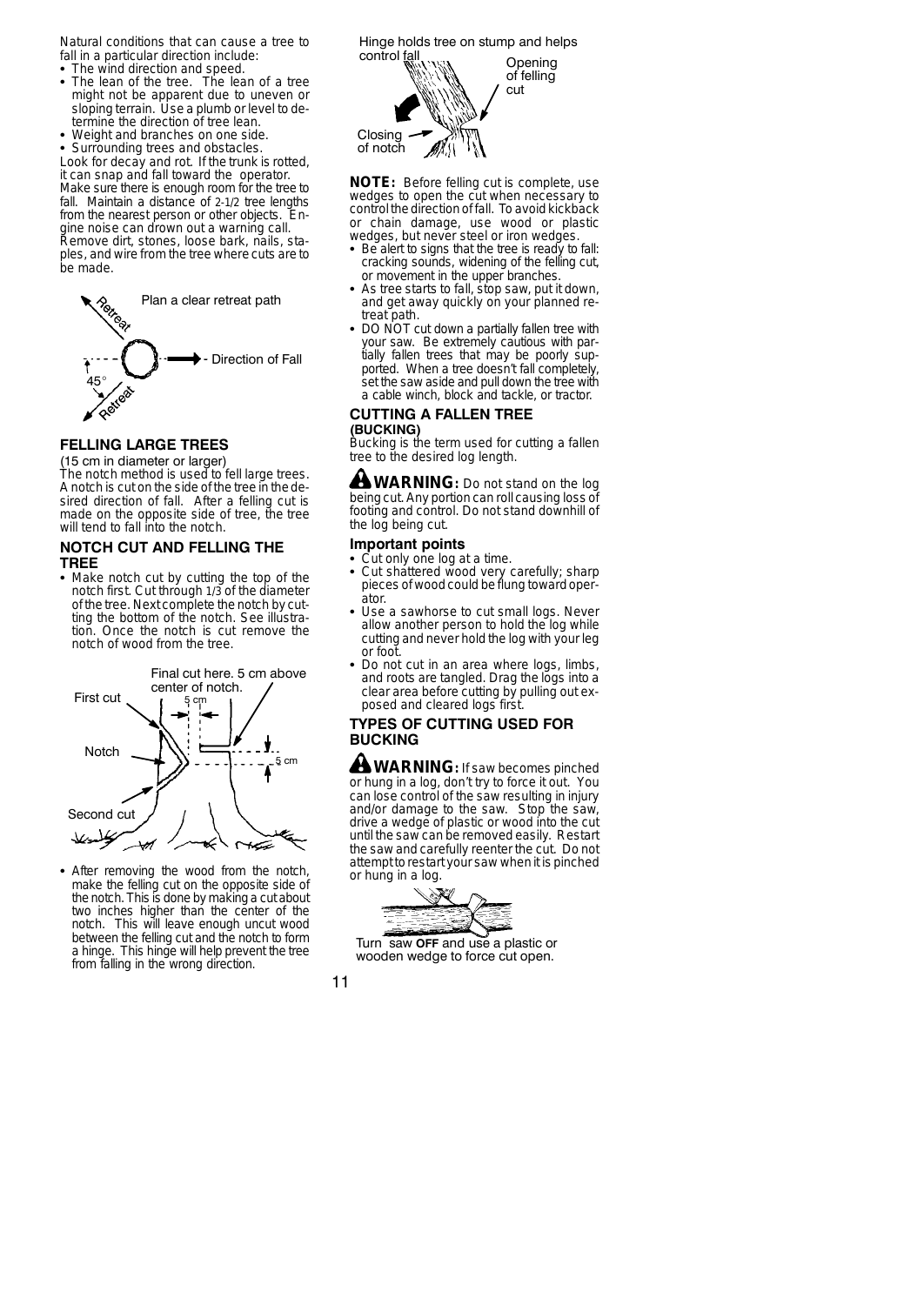Natural conditions that can cause a tree to fall in a particular direction include:

- The wind direction and speed.
- The lean of the tree. The lean of a tree might not be apparent due to uneven or sloping terrain. Use a plumb or level to determine the direction of tree lean.
- Weight and branches on one side.
- Surrounding trees and obstacles.

Look for decay and rot. If the trunk is rotted, it can snap and fall toward the operator.

Make sure there is enough room for the tree to fall. Maintain a distance of 2-1/2 tree lengths from the nearest person or other objects. Engine noise can drown out a warning call.

Remove dirt, stones, loose bark, nails, staples, and wire from the tree where cuts are to be made.

Plan a clear retreat path

Retreat — Direction of Fall — 45° — Retreat

## FELLING LARGE TREES

(15 cm in diameter or larger)

The notch method is used to fell large trees. A notch is cut on the side of the tree in the desired direction of fall. After a felling cut is made on the opposite side of tree, the tree will tend to fall into the notch.

### NOTCH CUT AND FELLING THE TREE

- Make notch cut by cutting the top of the notch first. Cut through 1/3 of the diameter of the tree. Next complete the notch by cutting the bottom of the notch. See illustration. Once the notch is cut remove the notch of wood from the tree.

First cut — Notch — Second cut — Final cut here. 5 cm above center of notch. — 5 cm — 5 cm

- After removing the wood from the notch, make the felling cut on the opposite side of the notch. This is done by making a cut about two inches higher than the center of the notch. This will leave enough uncut wood between the felling cut and the notch to form a hinge. This hinge will help prevent the tree from falling in the wrong direction.

Hinge holds tree on stump and helps control fall — Opening of felling cut — Closing of notch

**NOTE:** Before felling cut is complete, use wedges to open the cut when necessary to control the direction of fall. To avoid kickback or chain damage, use wood or plastic wedges, but never steel or iron wedges.

- Be alert to signs that the tree is ready to fall: cracking sounds, widening of the felling cut, or movement in the upper branches.
- As tree starts to fall, stop saw, put it down, and get away quickly on your planned retreat path.
- DO NOT cut down a partially fallen tree with your saw. Be extremely cautious with partially fallen trees that may be poorly supported. When a tree doesn't fall completely, set the saw aside and pull down the tree with a cable winch, block and tackle, or tractor.

## CUTTING A FALLEN TREE (BUCKING)

Bucking is the term used for cutting a fallen tree to the desired log length.

**⚠ WARNING:** Do not stand on the log being cut. Any portion can roll causing loss of footing and control. Do not stand downhill of the log being cut.

### Important points

- Cut only one log at a time.
- Cut shattered wood very carefully; sharp pieces of wood could be flung toward operator.
- Use a sawhorse to cut small logs. Never allow another person to hold the log while cutting and never hold the log with your leg or foot.
- Do not cut in an area where logs, limbs, and roots are tangled. Drag the logs into a clear area before cutting by pulling out exposed and cleared logs first.

## TYPES OF CUTTING USED FOR BUCKING

**⚠ WARNING:** If saw becomes pinched or hung in a log, don't try to force it out. You can lose control of the saw resulting in injury and/or damage to the saw. Stop the saw, drive a wedge of plastic or wood into the cut until the saw can be removed easily. Restart the saw and carefully reenter the cut. Do not attempt to restart your saw when it is pinched or hung in a log.

Turn saw **OFF** and use a plastic or wooden wedge to force cut open.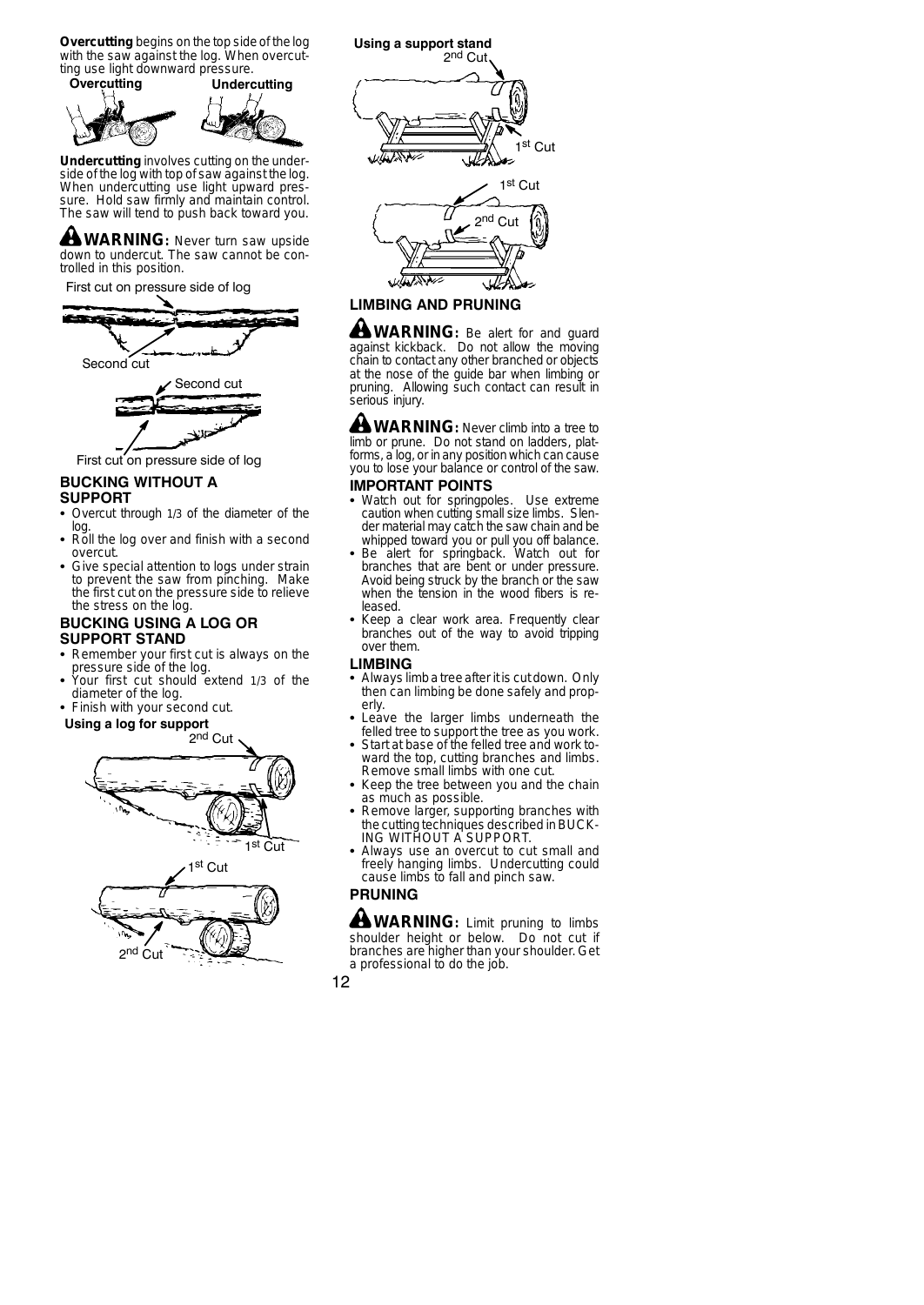**Overcutting** begins on the top side of the log with the saw against the log. When overcutting use light downward pressure.

**Overcutting** **Undercutting**

**Undercutting** involves cutting on the underside of the log with top of saw against the log. When undercutting use light upward pressure. Hold saw firmly and maintain control. The saw will tend to push back toward you.

**WARNING:** Never turn saw upside down to undercut. The saw cannot be controlled in this position.

First cut on pressure side of log

Second cut

Second cut

First cut on pressure side of log

### BUCKING WITHOUT A SUPPORT

- Overcut through 1/3 of the diameter of the log.
- Roll the log over and finish with a second overcut.
- Give special attention to logs under strain to prevent the saw from pinching. Make the first cut on the pressure side to relieve the stress on the log.

### BUCKING USING A LOG OR SUPPORT STAND

- Remember your first cut is always on the pressure side of the log.
- Your first cut should extend 1/3 of the diameter of the log.
- Finish with your second cut.

**Using a log for support**

2nd Cut

1st Cut

1st Cut

2nd Cut

**Using a support stand**

2nd Cut

1st Cut

1st Cut

2nd Cut

### LIMBING AND PRUNING

**WARNING:** Be alert for and guard against kickback. Do not allow the moving chain to contact any other branched or objects at the nose of the guide bar when limbing or pruning. Allowing such contact can result in serious injury.

**WARNING:** Never climb into a tree to limb or prune. Do not stand on ladders, platforms, a log, or in any position which can cause you to lose your balance or control of the saw.

### IMPORTANT POINTS

- Watch out for springpoles. Use extreme caution when cutting small size limbs. Slender material may catch the saw chain and be whipped toward you or pull you off balance.
- Be alert for springback. Watch out for branches that are bent or under pressure. Avoid being struck by the branch or the saw when the tension in the wood fibers is released.
- Keep a clear work area. Frequently clear branches out of the way to avoid tripping over them.

### LIMBING

- Always limb a tree after it is cut down. Only then can limbing be done safely and properly.
- Leave the larger limbs underneath the felled tree to support the tree as you work.
- Start at base of the felled tree and work toward the top, cutting branches and limbs. Remove small limbs with one cut.
- Keep the tree between you and the chain as much as possible.
- Remove larger, supporting branches with the cutting techniques described in BUCKING WITHOUT A SUPPORT.
- Always use an overcut to cut small and freely hanging limbs. Undercutting could cause limbs to fall and pinch saw.

### PRUNING

**WARNING:** Limit pruning to limbs shoulder height or below. Do not cut if branches are higher than your shoulder. Get a professional to do the job.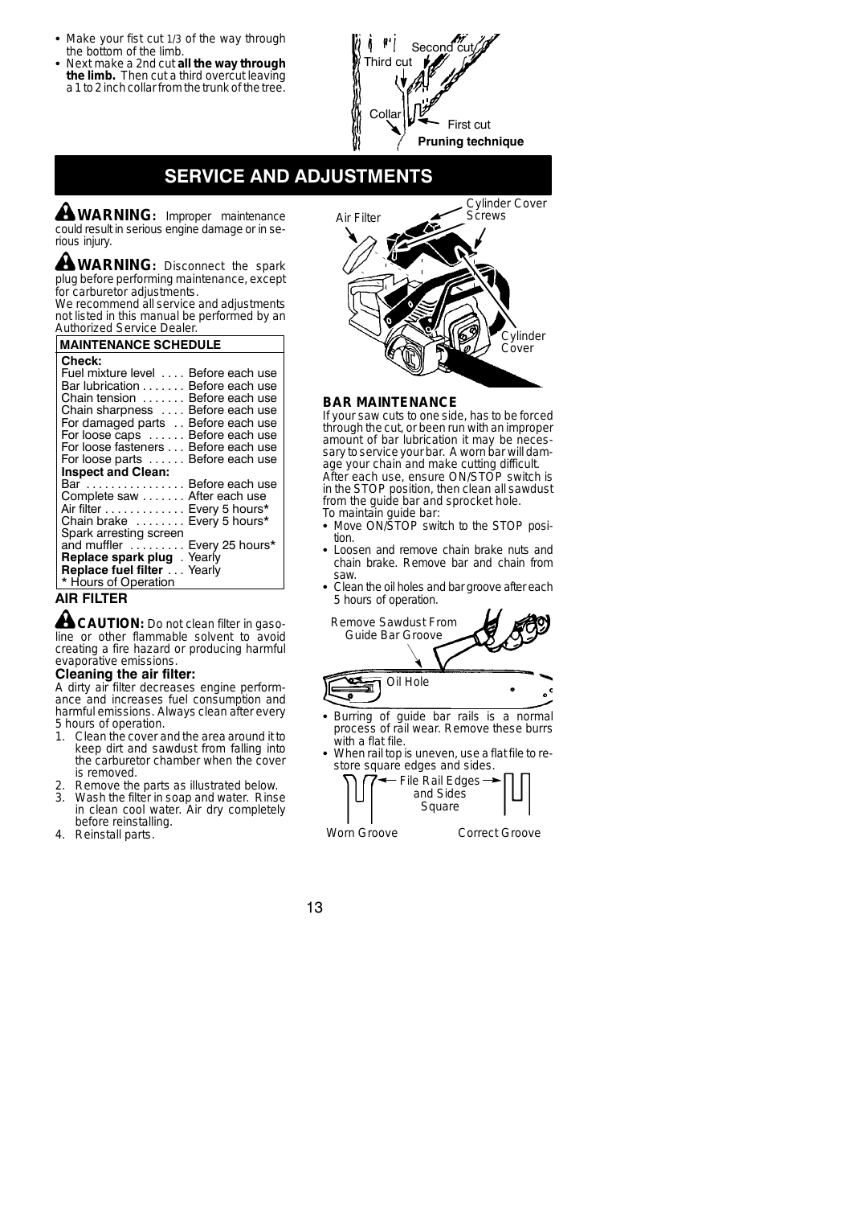- Make your fist cut 1/3 of the way through the bottom of the limb.
- Next make a 2nd cut **all the way through the limb.** Then cut a third overcut leaving a 1 to 2 inch collar from the trunk of the tree.

Second cut
Third cut
Collar
First cut
**Pruning technique**

# SERVICE AND ADJUSTMENTS

**WARNING:** Improper maintenance could result in serious engine damage or in serious injury.

**WARNING:** Disconnect the spark plug before performing maintenance, except for carburetor adjustments.

We recommend all service and adjustments not listed in this manual be performed by an Authorized Service Dealer.

| MAINTENANCE SCHEDULE | |
|---|---|
| **Check:** | |
| Fuel mixture level | Before each use |
| Bar lubrication | Before each use |
| Chain tension | Before each use |
| Chain sharpness | Before each use |
| For damaged parts | Before each use |
| For loose caps | Before each use |
| For loose fasteners | Before each use |
| For loose parts | Before each use |
| **Inspect and Clean:** | |
| Bar | Before each use |
| Complete saw | After each use |
| Air filter | Every 5 hours* |
| Chain brake | Every 5 hours* |
| Spark arresting screen and muffler | Every 25 hours* |
| **Replace spark plug** | Yearly |
| **Replace fuel filter** | Yearly |
| * Hours of Operation | |

## AIR FILTER

**CAUTION:** Do not clean filter in gasoline or other flammable solvent to avoid creating a fire hazard or producing harmful evaporative emissions.

### Cleaning the air filter:

A dirty air filter decreases engine performance and increases fuel consumption and harmful emissions. Always clean after every 5 hours of operation.

1. Clean the cover and the area around it to keep dirt and sawdust from falling into the carburetor chamber when the cover is removed.
2. Remove the parts as illustrated below.
3. Wash the filter in soap and water. Rinse in clean cool water. Air dry completely before reinstalling.
4. Reinstall parts.

Air Filter
Cylinder Cover Screws
Cylinder Cover

## BAR MAINTENANCE

If your saw cuts to one side, has to be forced through the cut, or been run with an improper amount of bar lubrication it may be necessary to service your bar. A worn bar will damage your chain and make cutting difficult.

After each use, ensure ON/STOP switch is in the STOP position, then clean all sawdust from the guide bar and sprocket hole.

To maintain guide bar:

- Move ON/STOP switch to the STOP position.
- Loosen and remove chain brake nuts and chain brake. Remove bar and chain from saw.
- Clean the oil holes and bar groove after each 5 hours of operation.

Remove Sawdust From Guide Bar Groove
Oil Hole

- Burring of guide bar rails is a normal process of rail wear. Remove these burrs with a flat file.
- When rail top is uneven, use a flat file to restore square edges and sides.

File Rail Edges and Sides Square
Worn Groove
Correct Groove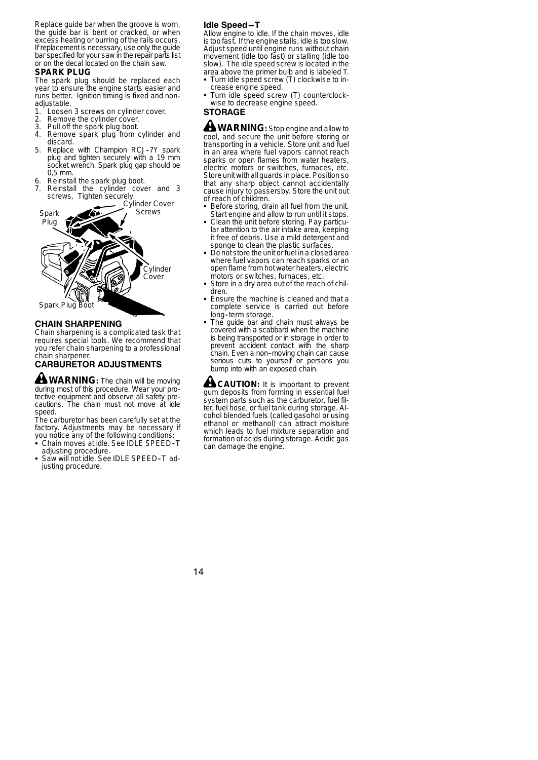Replace guide bar when the groove is worn, the guide bar is bent or cracked, or when excess heating or burring of the rails occurs. If replacement is necessary, use only the guide bar specified for your saw in the repair parts list or on the decal located on the chain saw.

### SPARK PLUG

The spark plug should be replaced each year to ensure the engine starts easier and runs better. Ignition timing is fixed and non-adjustable.

1. Loosen 3 screws on cylinder cover.
2. Remove the cylinder cover.
3. Pull off the spark plug boot.
4. Remove spark plug from cylinder and discard.
5. Replace with Champion RCJ–7Y spark plug and tighten securely with a 19 mm socket wrench. Spark plug gap should be 0,5 mm.
6. Reinstall the spark plug boot.
7. Reinstall the cylinder cover and 3 screws. Tighten securely.

Spark Plug
Cylinder Cover Screws
Cylinder Cover
Spark Plug Boot

### CHAIN SHARPENING

Chain sharpening is a complicated task that requires special tools. We recommend that you refer chain sharpening to a professional chain sharpener.

### CARBURETOR ADJUSTMENTS

**WARNING:** The chain will be moving during most of this procedure. Wear your protective equipment and observe all safety precautions. The chain must not move at idle speed.

The carburetor has been carefully set at the factory. Adjustments may be necessary if you notice any of the following conditions:

- Chain moves at idle. See IDLE SPEED–T adjusting procedure.
- Saw will not idle. See IDLE SPEED–T adjusting procedure.

### Idle Speed — T

Allow engine to idle. If the chain moves, idle is too fast. If the engine stalls, idle is too slow. Adjust speed until engine runs without chain movement (idle too fast) or stalling (idle too slow). The idle speed screw is located in the area above the primer bulb and is labeled T.

- Turn idle speed screw (T) clockwise to increase engine speed.
- Turn idle speed screw (T) counterclockwise to decrease engine speed.

### STORAGE

**WARNING:** Stop engine and allow to cool, and secure the unit before storing or transporting in a vehicle. Store unit and fuel in an area where fuel vapors cannot reach sparks or open flames from water heaters, electric motors or switches, furnaces, etc. Store unit with all guards in place. Position so that any sharp object cannot accidentally cause injury to passersby. Store the unit out of reach of children.

- Before storing, drain all fuel from the unit. Start engine and allow to run until it stops.
- Clean the unit before storing. Pay particular attention to the air intake area, keeping it free of debris. Use a mild detergent and sponge to clean the plastic surfaces.
- Do not store the unit or fuel in a closed area where fuel vapors can reach sparks or an open flame from hot water heaters, electric motors or switches, furnaces, etc.
- Store in a dry area out of the reach of children.
- Ensure the machine is cleaned and that a complete service is carried out before long–term storage.
- The guide bar and chain must always be covered with a scabbard when the machine is being transported or in storage in order to prevent accident contact with the sharp chain. Even a non–moving chain can cause serious cuts to yourself or persons you bump into with an exposed chain.

**CAUTION:** It is important to prevent gum deposits from forming in essential fuel system parts such as the carburetor, fuel filter, fuel hose, or fuel tank during storage. Alcohol blended fuels (called gasohol or using ethanol or methanol) can attract moisture which leads to fuel mixture separation and formation of acids during storage. Acidic gas can damage the engine.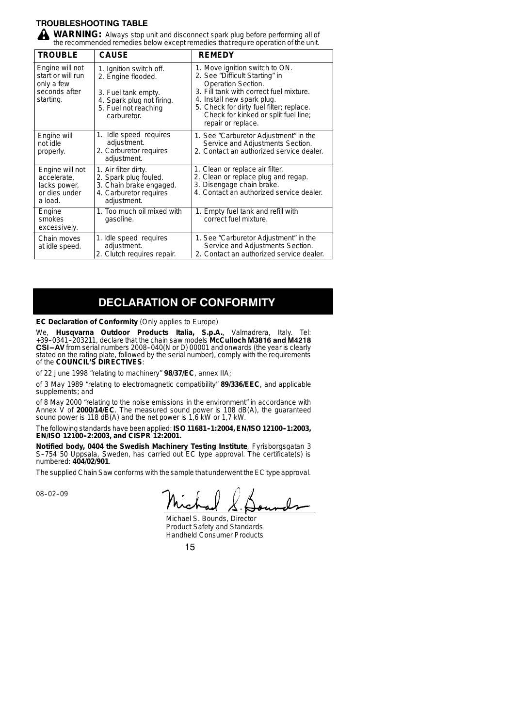## TROUBLESHOOTING TABLE

**WARNING:** Always stop unit and disconnect spark plug before performing all of the recommended remedies below except remedies that require operation of the unit.

| TROUBLE | CAUSE | REMEDY |
|---|---|---|
| Engine will not start or will run only a few seconds after starting. | 1. Ignition switch off.<br>2. Engine flooded.<br>3. Fuel tank empty.<br>4. Spark plug not firing.<br>5. Fuel not reaching carburetor. | 1. Move ignition switch to ON.<br>2. See "Difficult Starting" in Operation Section.<br>3. Fill tank with correct fuel mixture.<br>4. Install new spark plug.<br>5. Check for dirty fuel filter; replace. Check for kinked or split fuel line; repair or replace. |
| Engine will not idle properly. | 1. Idle speed requires adjustment.<br>2. Carburetor requires adjustment. | 1. See "Carburetor Adjustment" in the Service and Adjustments Section.<br>2. Contact an authorized service dealer. |
| Engine will not accelerate, lacks power, or dies under a load. | 1. Air filter dirty.<br>2. Spark plug fouled.<br>3. Chain brake engaged.<br>4. Carburetor requires adjustment. | 1. Clean or replace air filter.<br>2. Clean or replace plug and regap.<br>3. Disengage chain brake.<br>4. Contact an authorized service dealer. |
| Engine smokes excessively. | 1. Too much oil mixed with gasoline. | 1. Empty fuel tank and refill with correct fuel mixture. |
| Chain moves at idle speed. | 1. Idle speed requires adjustment.<br>2. Clutch requires repair. | 1. See "Carburetor Adjustment" in the Service and Adjustments Section.<br>2. Contact an authorized service dealer. |

# DECLARATION OF CONFORMITY

**EC Declaration of Conformity** (Only applies to Europe)

We, **Husqvarna Outdoor Products Italia, S.p.A.**, Valmadrera, Italy. Tel: +39–0341–203211, declare that the chain saw models **McCulloch M3816 and M4218 CSI—AV** from serial numbers 2008–040(N or D) 00001 and onwards (the year is clearly stated on the rating plate, followed by the serial number), comply with the requirements of the **COUNCIL'S DIRECTIVES**:

of 22 June 1998 "relating to machinery" **98/37/EC**, annex IIA;

of 3 May 1989 "relating to electromagnetic compatibility" **89/336/EEC**, and applicable supplements; and

of 8 May 2000 "relating to the noise emissions in the environment" in accordance with Annex V of **2000/14/EC**. The measured sound power is 108 dB(A), the guaranteed sound power is 118 dB(A) and the net power is 1,6 kW or 1,7 kW.

The following standards have been applied: **ISO 11681–1:2004, EN/ISO 12100–1:2003, EN/ISO 12100–2:2003, and CISPR 12:2001.**

**Notified body, 0404 the Swedish Machinery Testing Institute**, Fyrisborgsgatan 3 S–754 50 Uppsala, Sweden, has carried out EC type approval. The certificate(s) is numbered: **404/02/901**.

The supplied Chain Saw conforms with the sample that underwent the EC type approval.

08–02–09

Michael S. Bounds, Director
Product Safety and Standards
Handheld Consumer Products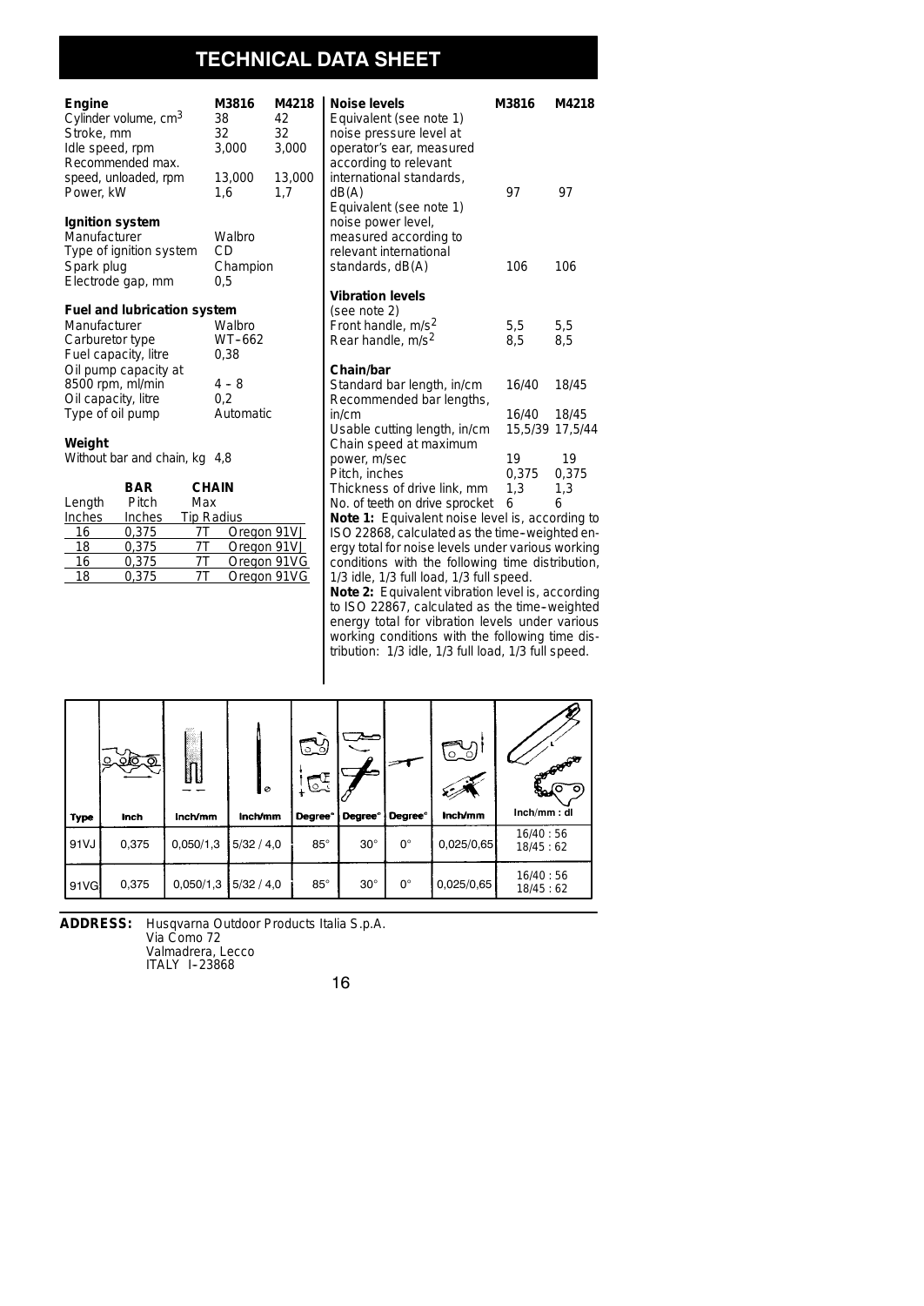# TECHNICAL DATA SHEET

| Engine | M3816 | M4218 |
|---|---|---|
| Cylinder volume, $cm^3$ | 38 | 42 |
| Stroke, mm | 32 | 32 |
| Idle speed, rpm | 3,000 | 3,000 |
| Recommended max. speed, unloaded, rpm | 13,000 | 13,000 |
| Power, kW | 1,6 | 1,7 |

**Ignition system**

| | |
|---|---|
| Manufacturer | Walbro |
| Type of ignition system | CD |
| Spark plug | Champion |
| Electrode gap, mm | 0,5 |

**Fuel and lubrication system**

| | |
|---|---|
| Manufacturer | Walbro |
| Carburetor type | WT–662 |
| Fuel capacity, litre | 0,38 |
| Oil pump capacity at 8500 rpm, ml/min | 4 – 8 |
| Oil capacity, litre | 0,2 |
| Type of oil pump | Automatic |

**Weight**

Without bar and chain, kg 4,8

| BAR | | CHAIN | |
|---|---|---|---|
| Length Inches | Pitch Inches | Max Tip Radius | |
| 16 | 0,375 | 7T | Oregon 91VJ |
| 18 | 0,375 | 7T | Oregon 91VJ |
| 16 | 0,375 | 7T | Oregon 91VG |
| 18 | 0,375 | 7T | Oregon 91VG |

| Noise levels | M3816 | M4218 |
|---|---|---|
| Equivalent (see note 1) noise pressure level at operator's ear, measured according to relevant international standards, dB(A) | 97 | 97 |
| Equivalent (see note 1) noise power level, measured according to relevant international standards, dB(A) | 106 | 106 |

| Vibration levels (see note 2) | | |
|---|---|---|
| Front handle, $m/s^2$ | 5,5 | 5,5 |
| Rear handle, $m/s^2$ | 8,5 | 8,5 |

| Chain/bar | | |
|---|---|---|
| Standard bar length, in/cm | 16/40 | 18/45 |
| Recommended bar lengths, in/cm | 16/40 | 18/45 |
| Usable cutting length, in/cm | 15,5/39 | 17,5/44 |
| Chain speed at maximum power, m/sec | 19 | 19 |
| Pitch, inches | 0,375 | 0,375 |
| Thickness of drive link, mm | 1,3 | 1,3 |
| No. of teeth on drive sprocket | 6 | 6 |

**Note 1:** Equivalent noise level is, according to ISO 22868, calculated as the time–weighted energy total for noise levels under various working conditions with the following time distribution, 1/3 idle, 1/3 full load, 1/3 full speed.

**Note 2:** Equivalent vibration level is, according to ISO 22867, calculated as the time–weighted energy total for vibration levels under various working conditions with the following time distribution: 1/3 idle, 1/3 full load, 1/3 full speed.

| Type | Inch | Inch/mm | Inch/mm | Degree° | Degree° | Degree° | Inch/mm | Inch/mm : dl |
|---|---|---|---|---|---|---|---|---|
| 91VJ | 0,375 | 0,050/1,3 | 5/32 / 4,0 | 85° | 30° | 0° | 0,025/0,65 | 16/40 : 56<br>18/45 : 62 |
| 91VG | 0,375 | 0,050/1,3 | 5/32 / 4,0 | 85° | 30° | 0° | 0,025/0,65 | 16/40 : 56<br>18/45 : 62 |

**ADDRESS:** Husqvarna Outdoor Products Italia S.p.A.
Via Como 72
Valmadrera, Lecco
ITALY I–23868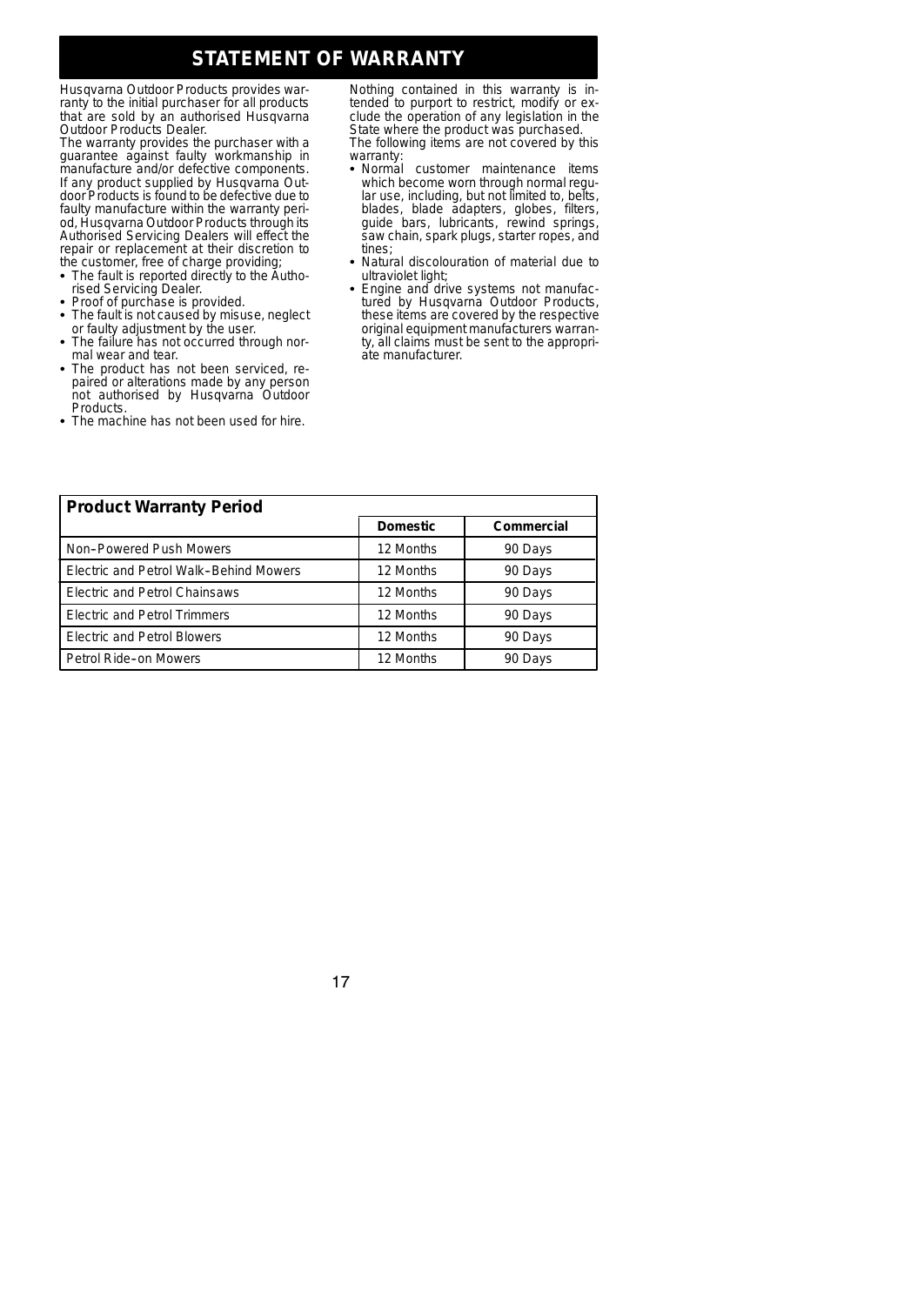# STATEMENT OF WARRANTY

Husqvarna Outdoor Products provides warranty to the initial purchaser for all products that are sold by an authorised Husqvarna Outdoor Products Dealer.

The warranty provides the purchaser with a guarantee against faulty workmanship in manufacture and/or defective components. If any product supplied by Husqvarna Outdoor Products is found to be defective due to faulty manufacture within the warranty period, Husqvarna Outdoor Products through its Authorised Servicing Dealers will effect the repair or replacement at their discretion to the customer, free of charge providing;

- The fault is reported directly to the Authorised Servicing Dealer.
- Proof of purchase is provided.
- The fault is not caused by misuse, neglect or faulty adjustment by the user.
- The failure has not occurred through normal wear and tear.
- The product has not been serviced, repaired or alterations made by any person not authorised by Husqvarna Outdoor Products.
- The machine has not been used for hire.

Nothing contained in this warranty is intended to purport to restrict, modify or exclude the operation of any legislation in the State where the product was purchased.

The following items are not covered by this warranty:

- Normal customer maintenance items which become worn through normal regular use, including, but not limited to, belts, blades, blade adapters, globes, filters, guide bars, lubricants, rewind springs, saw chain, spark plugs, starter ropes, and tines;
- Natural discolouration of material due to ultraviolet light;
- Engine and drive systems not manufactured by Husqvarna Outdoor Products, these items are covered by the respective original equipment manufacturers warranty, all claims must be sent to the appropriate manufacturer.

| Product Warranty Period | Domestic | Commercial |
|---|---|---|
| Non–Powered Push Mowers | 12 Months | 90 Days |
| Electric and Petrol Walk–Behind Mowers | 12 Months | 90 Days |
| Electric and Petrol Chainsaws | 12 Months | 90 Days |
| Electric and Petrol Trimmers | 12 Months | 90 Days |
| Electric and Petrol Blowers | 12 Months | 90 Days |
| Petrol Ride–on Mowers | 12 Months | 90 Days |